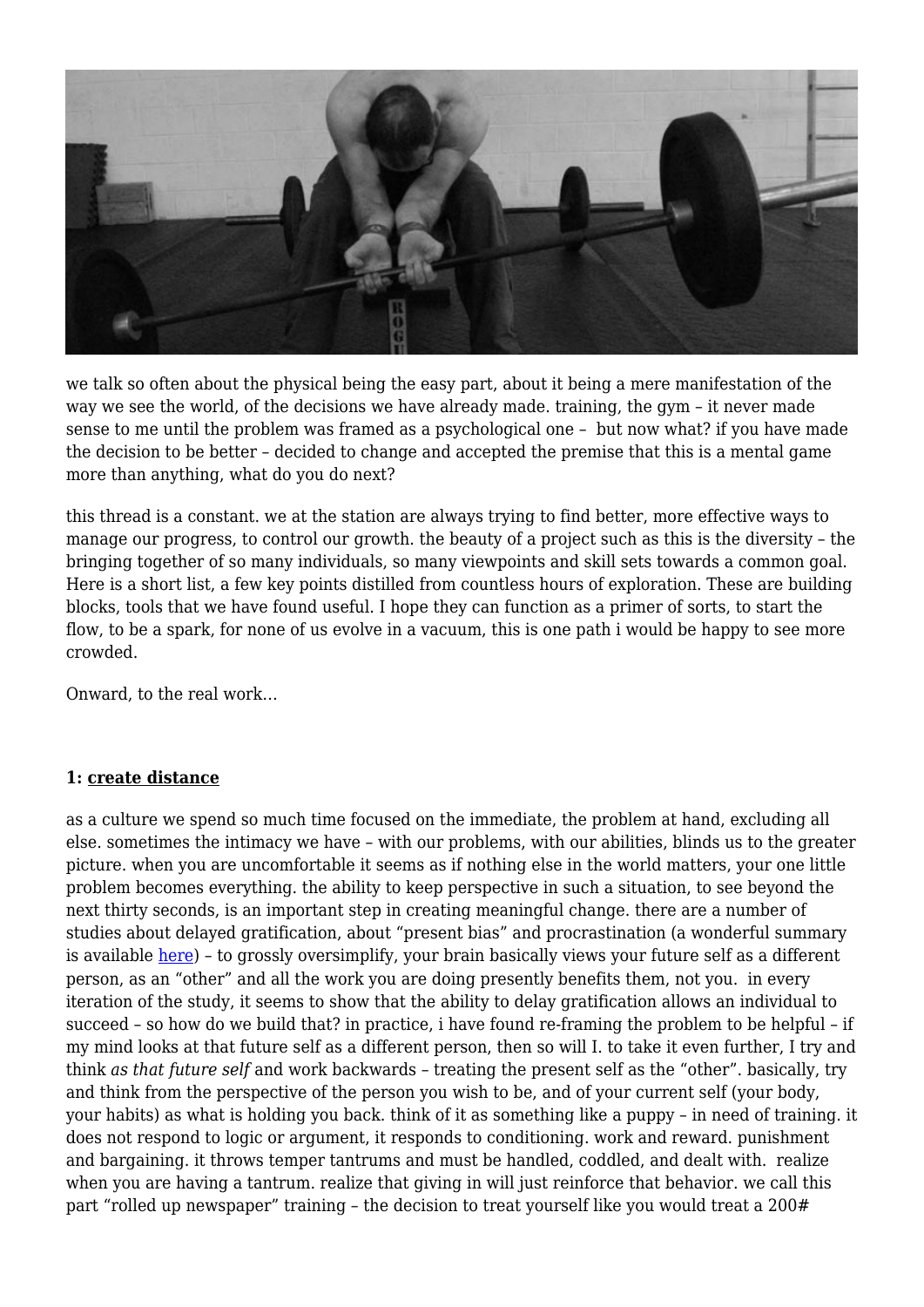we talk so often about the physical being the easy part, about it being a mere manifestation of the way we see the world, of the decisions we have already made. training, the gym – it never made sense to me until the problem was framed as a psychological one – but now what? if you have made the decision to be better – decided to change and accepted the premise that this is a mental game more than anything, what do you do next?

this thread is a constant. we at the station are always trying to find better, more effective ways to manage our progress, to control our growth. the beauty of a project such as this is the diversity – the bringing together of so many individuals, so many viewpoints and skill sets towards a common goal. Here is a short list, a few key points distilled from countless hours of exploration. These are building blocks, tools that we have found useful. I hope they can function as a primer of sorts, to start the flow, to be a spark, for none of us evolve in a vacuum, this is one path i would be happy to see more crowded.

Onward, to the real work…

**1: create distance**

as a culture we spend so much time focused on the immediate, the problem at hand, excluding all else. sometimes the intimacy we have – with our problems, with our abilities, blinds us to the greater picture. when you are uncomfortable it seems as if nothing else in the world matters, your one little problem becomes everything. the ability to keep perspective in such a situation, to see beyond the next thirty seconds, is an important step in creating meaningful change. there are a number of studies about delayed gratification, about "present bias" and procrastination (a wonderful summary is available here) – to grossly oversimplify, your brain basically views your future self as a different person, as an "other" and all the work you are doing presently benefits them, not you. in every iteration of the study, it seems to show that the ability to delay gratification allows an individual to succeed – so how do we build that? in practice, i have found re-framing the problem to be helpful – if my mind looks at that future self as a different person, then so will I. to take it even further, I try and think *as that future self* and work backwards – treating the present self as the "other". basically, try and think from the perspective of the person you wish to be, and of your current self (your body, your habits) as what is holding you back. think of it as something like a puppy – in need of training. it does not respond to logic or argument, it responds to conditioning. work and reward. punishment and bargaining. it throws temper tantrums and must be handled, coddled, and dealt with. realize when you are having a tantrum. realize that giving in will just reinforce that behavior. we call this part "rolled up newspaper" training – the decision to treat yourself like you would treat a 200#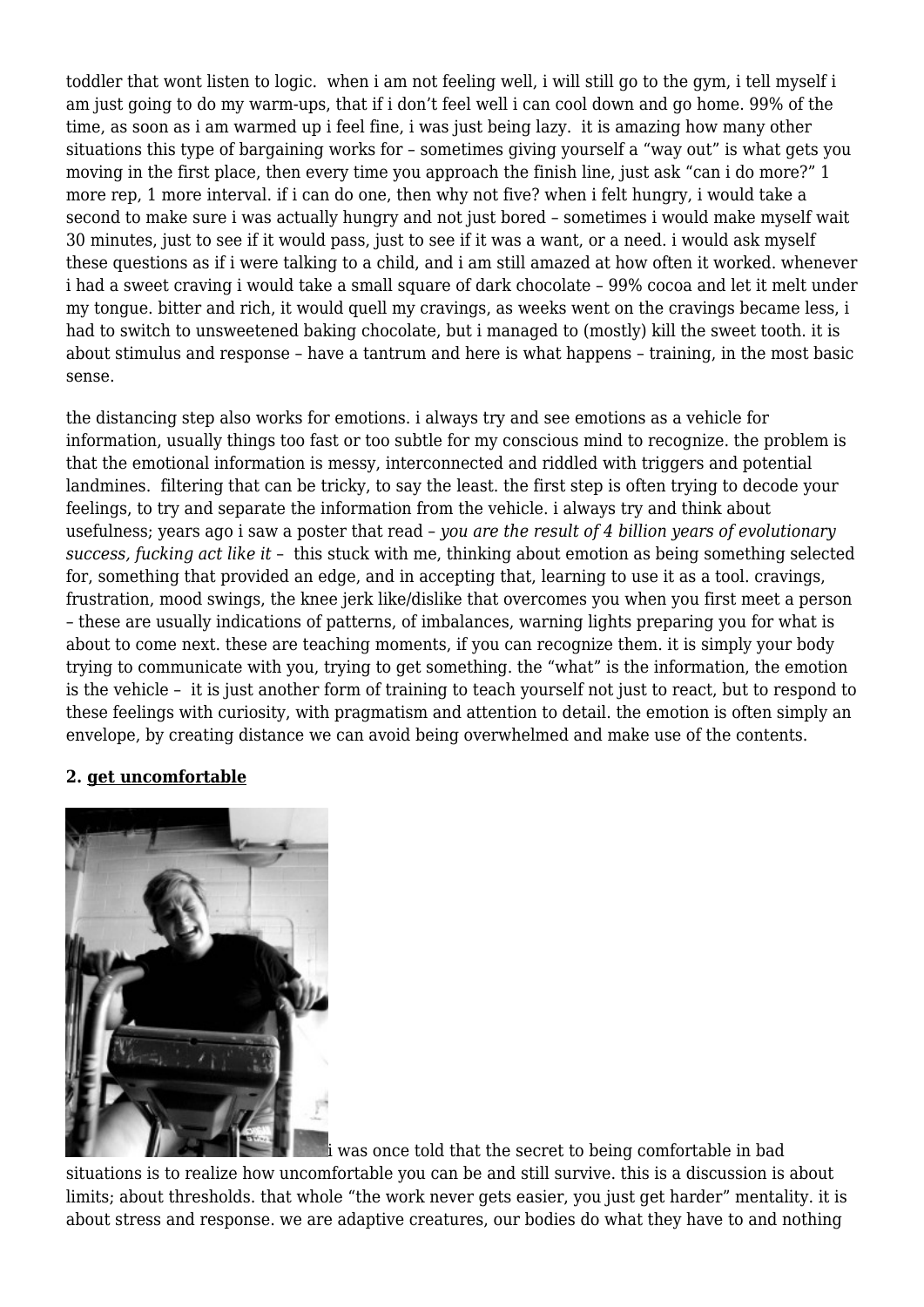toddler that wont listen to logic.  when i am not feeling well, i will still go to the gym, i tell myself i am just going to do my warm-ups, that if i don't feel well i can cool down and go home. 99% of the time, as soon as i am warmed up i feel fine, i was just being lazy.  it is amazing how many other situations this type of bargaining works for – sometimes giving yourself a "way out" is what gets you moving in the first place, then every time you approach the finish line, just ask "can i do more?" 1 more rep, 1 more interval. if i can do one, then why not five? when i felt hungry, i would take a second to make sure i was actually hungry and not just bored – sometimes i would make myself wait 30 minutes, just to see if it would pass, just to see if it was a want, or a need. i would ask myself these questions as if i were talking to a child, and i am still amazed at how often it worked. whenever i had a sweet craving i would take a small square of dark chocolate – 99% cocoa and let it melt under my tongue. bitter and rich, it would quell my cravings, as weeks went on the cravings became less, i had to switch to unsweetened baking chocolate, but i managed to (mostly) kill the sweet tooth. it is about stimulus and response – have a tantrum and here is what happens – training, in the most basic sense.

the distancing step also works for emotions. i always try and see emotions as a vehicle for information, usually things too fast or too subtle for my conscious mind to recognize. the problem is that the emotional information is messy, interconnected and riddled with triggers and potential landmines.  filtering that can be tricky, to say the least. the first step is often trying to decode your feelings, to try and separate the information from the vehicle. i always try and think about usefulness; years ago i saw a poster that read – *you are the result of 4 billion years of evolutionary success, fucking act like it* –  this stuck with me, thinking about emotion as being something selected for, something that provided an edge, and in accepting that, learning to use it as a tool. cravings, frustration, mood swings, the knee jerk like/dislike that overcomes you when you first meet a person – these are usually indications of patterns, of imbalances, warning lights preparing you for what is about to come next. these are teaching moments, if you can recognize them. it is simply your body trying to communicate with you, trying to get something. the "what" is the information, the emotion is the vehicle –  it is just another form of training to teach yourself not just to react, but to respond to these feelings with curiosity, with pragmatism and attention to detail. the emotion is often simply an envelope, by creating distance we can avoid being overwhelmed and make use of the contents.

**2. get uncomfortable**

i was once told that the secret to being comfortable in bad situations is to realize how uncomfortable you can be and still survive. this is a discussion is about limits; about thresholds. that whole "the work never gets easier, you just get harder" mentality. it is about stress and response. we are adaptive creatures, our bodies do what they have to and nothing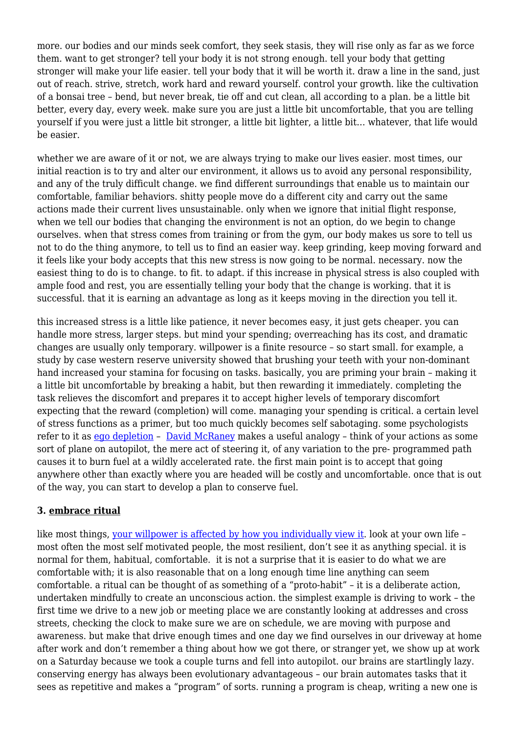more. our bodies and our minds seek comfort, they seek stasis, they will rise only as far as we force them. want to get stronger? tell your body it is not strong enough. tell your body that getting stronger will make your life easier. tell your body that it will be worth it. draw a line in the sand, just out of reach. strive, stretch, work hard and reward yourself. control your growth. like the cultivation of a bonsai tree – bend, but never break, tie off and cut clean, all according to a plan. be a little bit better, every day, every week. make sure you are just a little bit uncomfortable, that you are telling yourself if you were just a little bit stronger, a little bit lighter, a little bit… whatever, that life would be easier.

whether we are aware of it or not, we are always trying to make our lives easier. most times, our initial reaction is to try and alter our environment, it allows us to avoid any personal responsibility, and any of the truly difficult change. we find different surroundings that enable us to maintain our comfortable, familiar behaviors. shitty people move do a different city and carry out the same actions made their current lives unsustainable. only when we ignore that initial flight response, when we tell our bodies that changing the environment is not an option, do we begin to change ourselves. when that stress comes from training or from the gym, our body makes us sore to tell us not to do the thing anymore, to tell us to find an easier way. keep grinding, keep moving forward and it feels like your body accepts that this new stress is now going to be normal. necessary. now the easiest thing to do is to change. to fit. to adapt. if this increase in physical stress is also coupled with ample food and rest, you are essentially telling your body that the change is working. that it is successful. that it is earning an advantage as long as it keeps moving in the direction you tell it.

this increased stress is a little like patience, it never becomes easy, it just gets cheaper. you can handle more stress, larger steps. but mind your spending; overreaching has its cost, and dramatic changes are usually only temporary. willpower is a finite resource – so start small. for example, a study by case western reserve university showed that brushing your teeth with your non-dominant hand increased your stamina for focusing on tasks. basically, you are priming your brain – making it a little bit uncomfortable by breaking a habit, but then rewarding it immediately. completing the task relieves the discomfort and prepares it to accept higher levels of temporary discomfort expecting that the reward (completion) will come. managing your spending is critical. a certain level of stress functions as a primer, but too much quickly becomes self sabotaging. some psychologists refer to it as ego depletion – David McRaney makes a useful analogy – think of your actions as some sort of plane on autopilot, the mere act of steering it, of any variation to the pre- programmed path causes it to burn fuel at a wildly accelerated rate. the first main point is to accept that going anywhere other than exactly where you are headed will be costly and uncomfortable. once that is out of the way, you can start to develop a plan to conserve fuel.

### 3. embrace ritual

like most things, your willpower is affected by how you individually view it. look at your own life – most often the most self motivated people, the most resilient, don't see it as anything special. it is normal for them, habitual, comfortable. it is not a surprise that it is easier to do what we are comfortable with; it is also reasonable that on a long enough time line anything can seem comfortable. a ritual can be thought of as something of a "proto-habit" – it is a deliberate action, undertaken mindfully to create an unconscious action. the simplest example is driving to work – the first time we drive to a new job or meeting place we are constantly looking at addresses and cross streets, checking the clock to make sure we are on schedule, we are moving with purpose and awareness. but make that drive enough times and one day we find ourselves in our driveway at home after work and don't remember a thing about how we got there, or stranger yet, we show up at work on a Saturday because we took a couple turns and fell into autopilot. our brains are startlingly lazy. conserving energy has always been evolutionary advantageous – our brain automates tasks that it sees as repetitive and makes a "program" of sorts. running a program is cheap, writing a new one is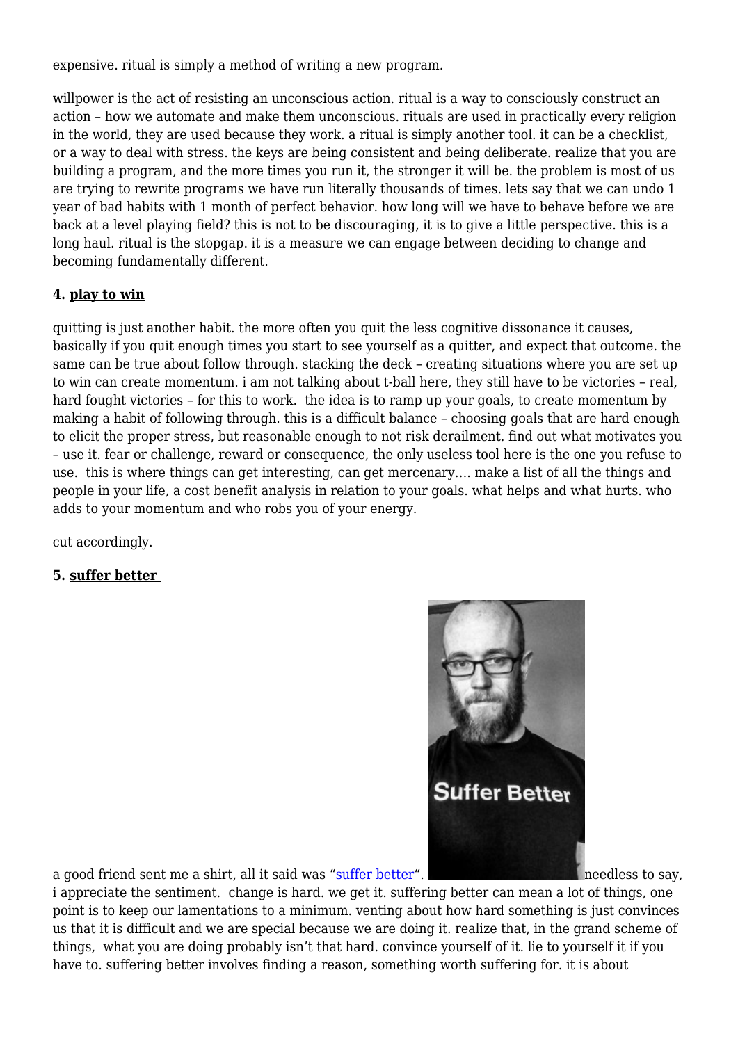expensive. ritual is simply a method of writing a new program.

willpower is the act of resisting an unconscious action. ritual is a way to consciously construct an action – how we automate and make them unconscious. rituals are used in practically every religion in the world, they are used because they work. a ritual is simply another tool. it can be a checklist, or a way to deal with stress. the keys are being consistent and being deliberate. realize that you are building a program, and the more times you run it, the stronger it will be. the problem is most of us are trying to rewrite programs we have run literally thousands of times. lets say that we can undo 1 year of bad habits with 1 month of perfect behavior. how long will we have to behave before we are back at a level playing field? this is not to be discouraging, it is to give a little perspective. this is a long haul. ritual is the stopgap. it is a measure we can engage between deciding to change and becoming fundamentally different.

**4. play to win**

quitting is just another habit. the more often you quit the less cognitive dissonance it causes, basically if you quit enough times you start to see yourself as a quitter, and expect that outcome. the same can be true about follow through. stacking the deck – creating situations where you are set up to win can create momentum. i am not talking about t-ball here, they still have to be victories – real, hard fought victories – for this to work. the idea is to ramp up your goals, to create momentum by making a habit of following through. this is a difficult balance – choosing goals that are hard enough to elicit the proper stress, but reasonable enough to not risk derailment. find out what motivates you – use it. fear or challenge, reward or consequence, the only useless tool here is the one you refuse to use. this is where things can get interesting, can get mercenary.... make a list of all the things and people in your life, a cost benefit analysis in relation to your goals. what helps and what hurts. who adds to your momentum and who robs you of your energy.

cut accordingly.

**5. suffer better**

a good friend sent me a shirt, all it said was "suffer better". needless to say, i appreciate the sentiment. change is hard. we get it. suffering better can mean a lot of things, one point is to keep our lamentations to a minimum. venting about how hard something is just convinces us that it is difficult and we are special because we are doing it. realize that, in the grand scheme of things, what you are doing probably isn't that hard. convince yourself of it. lie to yourself it if you have to. suffering better involves finding a reason, something worth suffering for. it is about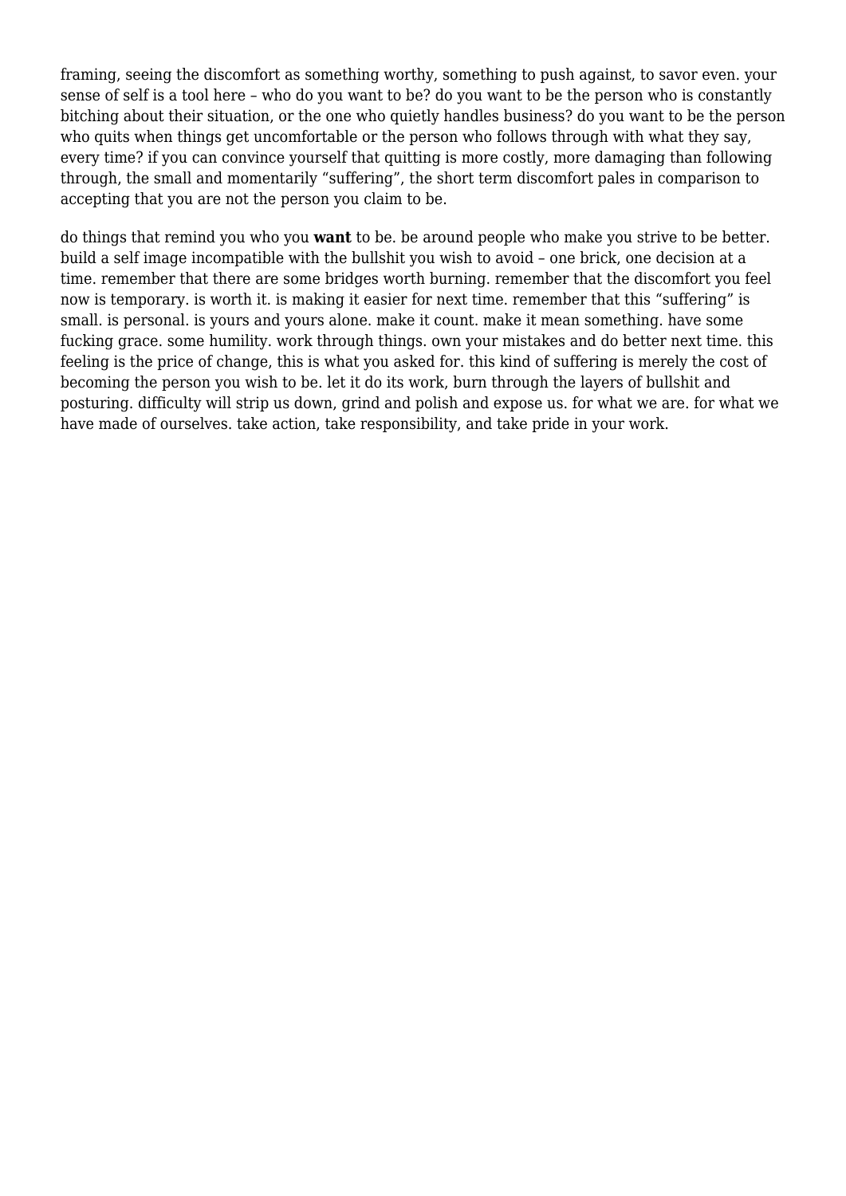framing, seeing the discomfort as something worthy, something to push against, to savor even. your sense of self is a tool here – who do you want to be? do you want to be the person who is constantly bitching about their situation, or the one who quietly handles business? do you want to be the person who quits when things get uncomfortable or the person who follows through with what they say, every time? if you can convince yourself that quitting is more costly, more damaging than following through, the small and momentarily "suffering", the short term discomfort pales in comparison to accepting that you are not the person you claim to be.

do things that remind you who you **want** to be. be around people who make you strive to be better. build a self image incompatible with the bullshit you wish to avoid – one brick, one decision at a time. remember that there are some bridges worth burning. remember that the discomfort you feel now is temporary. is worth it. is making it easier for next time. remember that this "suffering" is small. is personal. is yours and yours alone. make it count. make it mean something. have some fucking grace. some humility. work through things. own your mistakes and do better next time. this feeling is the price of change, this is what you asked for. this kind of suffering is merely the cost of becoming the person you wish to be. let it do its work, burn through the layers of bullshit and posturing. difficulty will strip us down, grind and polish and expose us. for what we are. for what we have made of ourselves. take action, take responsibility, and take pride in your work.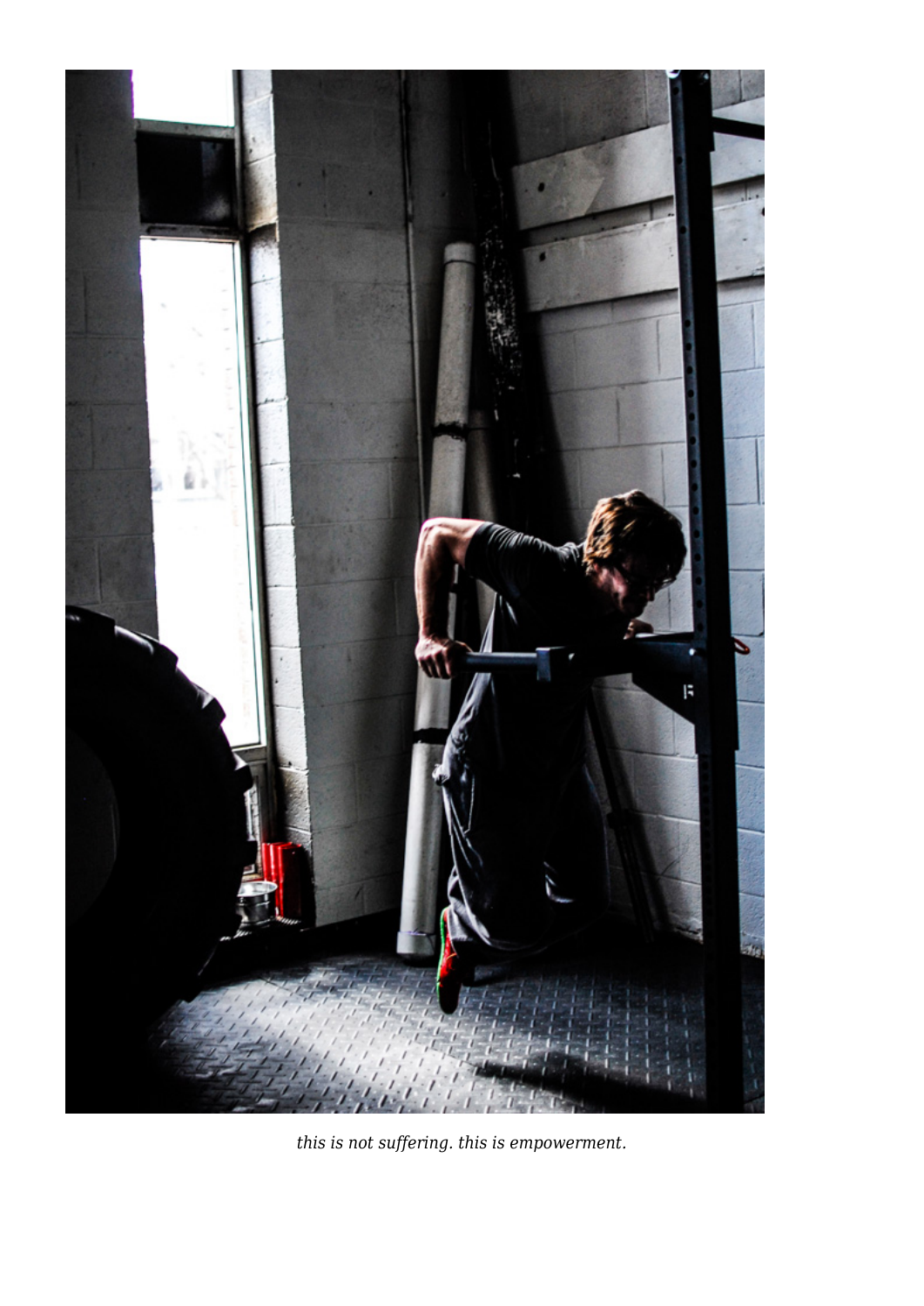*this is not suffering. this is empowerment.*